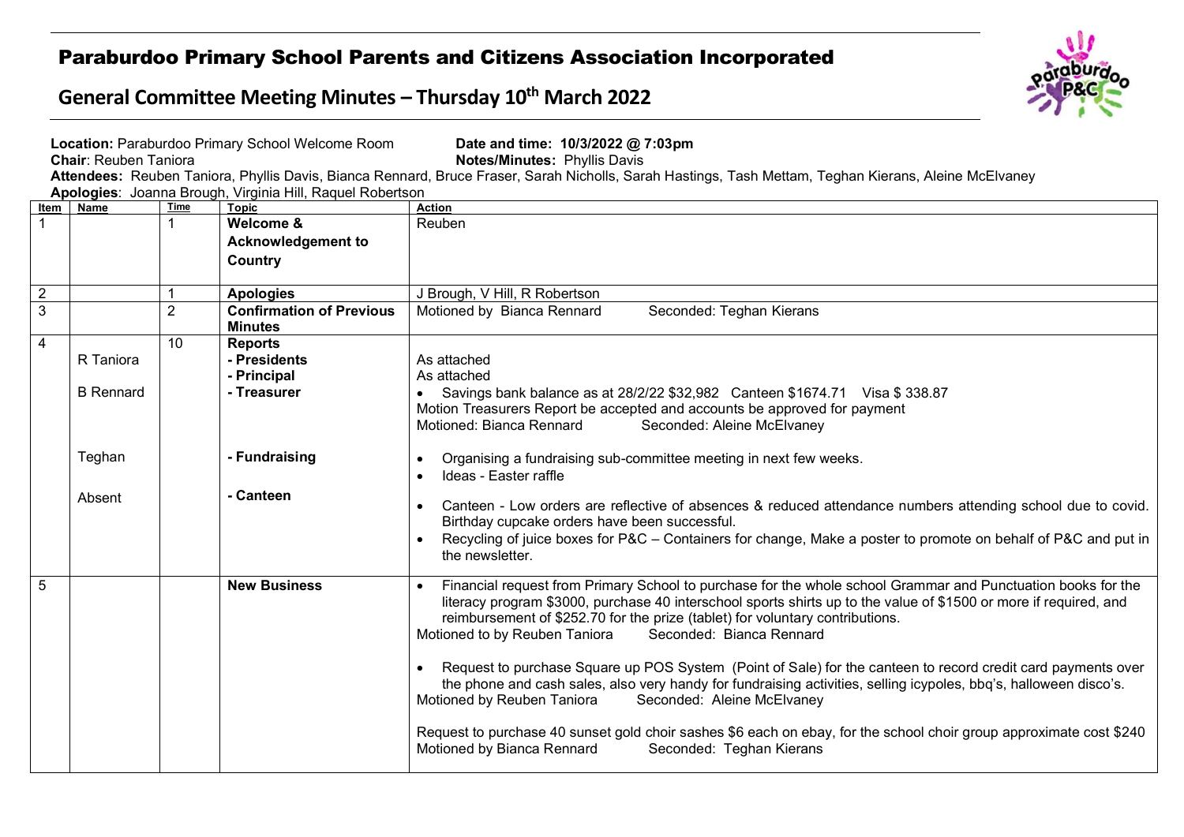# Paraburdoo Primary School Parents and Citizens Association Incorporated

## General Committee Meeting Minutes – Thursday 10th March 2022

**Location:** Paraburdoo Primary School Welcome Room
**Date and time: 10/3/2022 @ 7:03pm**
**Chair**: Reuben Taniora
**Notes/Minutes:** Phyllis Davis
**Attendees:** Reuben Taniora, Phyllis Davis, Bianca Rennard, Bruce Fraser, Sarah Nicholls, Sarah Hastings, Tash Mettam, Teghan Kierans, Aleine McElvaney
**Apologies**: Joanna Brough, Virginia Hill, Raquel Robertson

| Item | Name | Time | Topic | Action |
|---|---|---|---|---|
| 1 | | 1 | **Welcome & Acknowledgement to Country** | Reuben |
| 2 | | 1 | **Apologies** | J Brough, V Hill, R Robertson |
| 3 | | 2 | **Confirmation of Previous Minutes** | Motioned by Bianca Rennard Seconded: Teghan Kierans |
| 4 | | 10 | **Reports** | |
| | R Taniora | | **- Presidents** | As attached |
| | | | **- Principal** | As attached |
| | B Rennard | | **- Treasurer** | • Savings bank balance as at 28/2/22 $32,982 Canteen $1674.71 Visa $ 338.87<br>Motion Treasurers Report be accepted and accounts be approved for payment<br>Motioned: Bianca Rennard Seconded: Aleine McElvaney |
| | Teghan | | **- Fundraising** | • Organising a fundraising sub-committee meeting in next few weeks.<br>• Ideas - Easter raffle |
| | Absent | | **- Canteen** | • Canteen - Low orders are reflective of absences & reduced attendance numbers attending school due to covid. Birthday cupcake orders have been successful.<br>• Recycling of juice boxes for P&C – Containers for change, Make a poster to promote on behalf of P&C and put in the newsletter. |
| 5 | | | **New Business** | • Financial request from Primary School to purchase for the whole school Grammar and Punctuation books for the literacy program $3000, purchase 40 interschool sports shirts up to the value of $1500 or more if required, and reimbursement of $252.70 for the prize (tablet) for voluntary contributions.<br>Motioned to by Reuben Taniora Seconded: Bianca Rennard<br><br>• Request to purchase Square up POS System (Point of Sale) for the canteen to record credit card payments over the phone and cash sales, also very handy for fundraising activities, selling icypoles, bbq's, halloween disco's.<br>Motioned by Reuben Taniora Seconded: Aleine McElvaney<br><br>Request to purchase 40 sunset gold choir sashes $6 each on ebay, for the school choir group approximate cost $240<br>Motioned by Bianca Rennard Seconded: Teghan Kierans |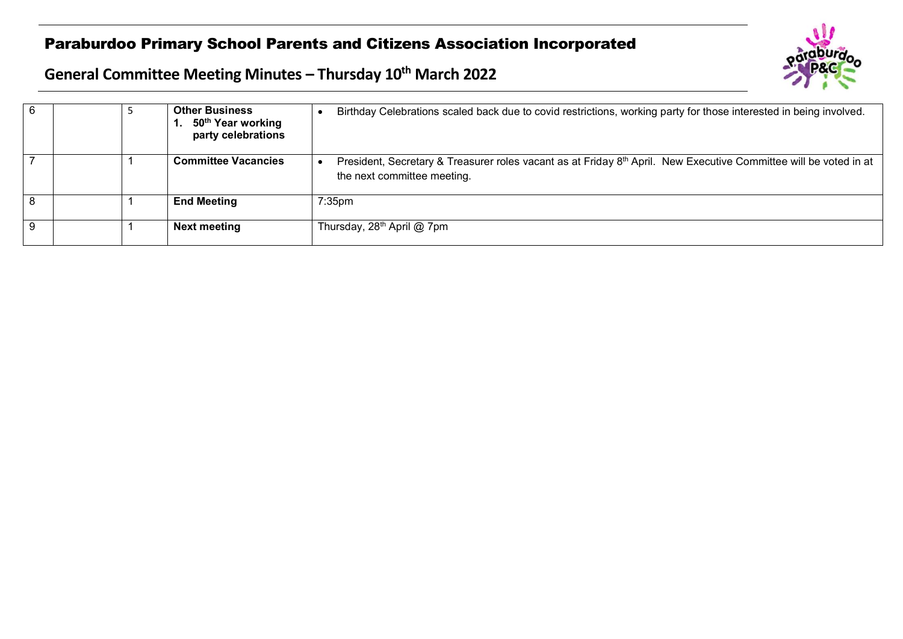# Paraburdoo Primary School Parents and Citizens Association Incorporated

## General Committee Meeting Minutes – Thursday 10th March 2022

| | | | | |
|---|---|---|---|---|
| 6 | | 5 | **Other Business**<br>**1. 50th Year working party celebrations** | • Birthday Celebrations scaled back due to covid restrictions, working party for those interested in being involved. |
| 7 | | 1 | **Committee Vacancies** | • President, Secretary & Treasurer roles vacant as at Friday 8th April. New Executive Committee will be voted in at the next committee meeting. |
| 8 | | 1 | **End Meeting** | 7:35pm |
| 9 | | 1 | **Next meeting** | Thursday, 28th April @ 7pm |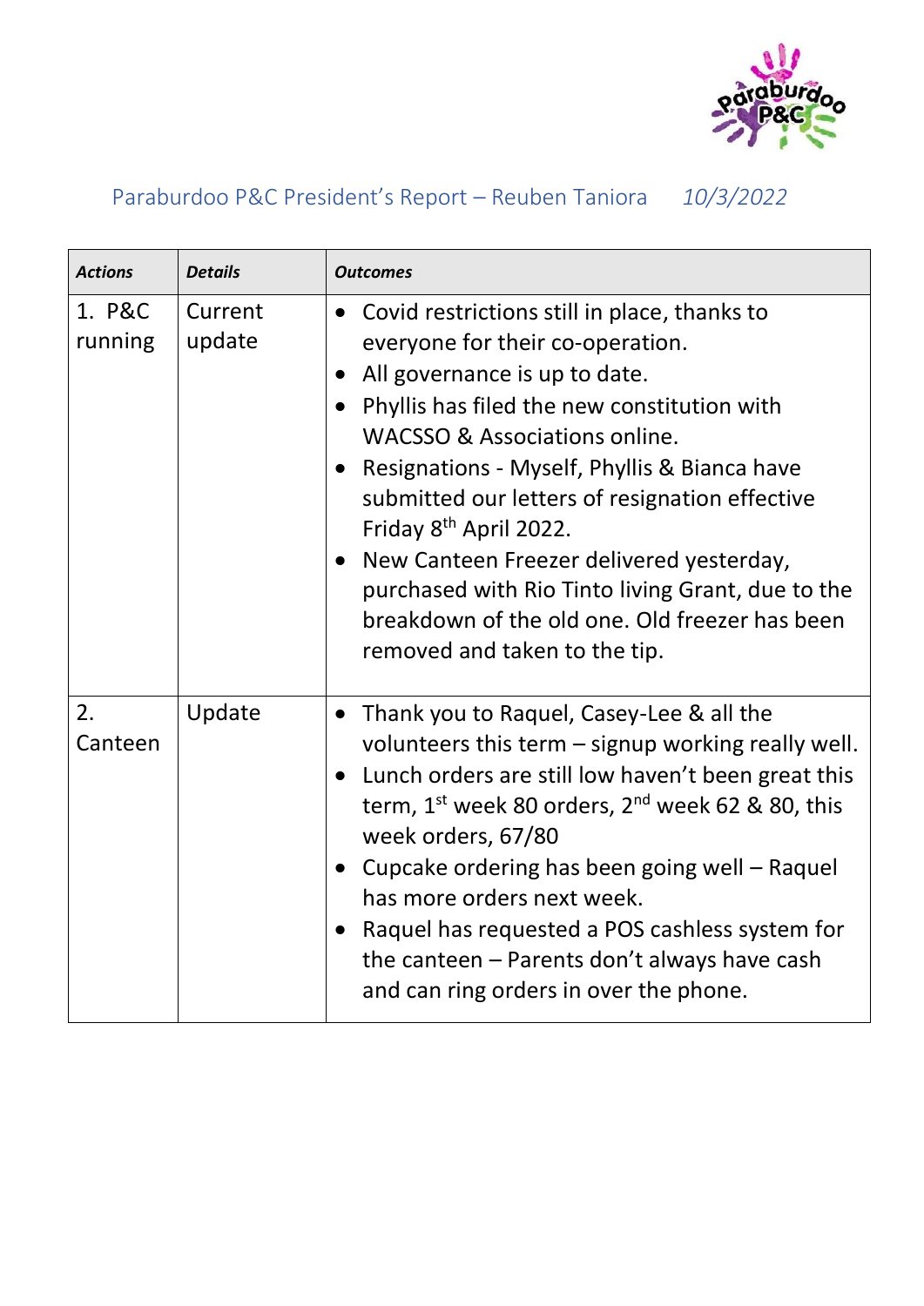Paraburdoo P&C President's Report – Reuben Taniora *10/3/2022*

| ***Actions*** | ***Details*** | ***Outcomes*** |
|---|---|---|
| 1. P&C running | Current update | • Covid restrictions still in place, thanks to everyone for their co-operation.<br>• All governance is up to date.<br>• Phyllis has filed the new constitution with WACSSO & Associations online.<br>• Resignations - Myself, Phyllis & Bianca have submitted our letters of resignation effective Friday 8th April 2022.<br>• New Canteen Freezer delivered yesterday, purchased with Rio Tinto living Grant, due to the breakdown of the old one. Old freezer has been removed and taken to the tip. |
| 2. Canteen | Update | • Thank you to Raquel, Casey-Lee & all the volunteers this term – signup working really well.<br>• Lunch orders are still low haven't been great this term, 1st week 80 orders, 2nd week 62 & 80, this week orders, 67/80<br>• Cupcake ordering has been going well – Raquel has more orders next week.<br>• Raquel has requested a POS cashless system for the canteen – Parents don't always have cash and can ring orders in over the phone. |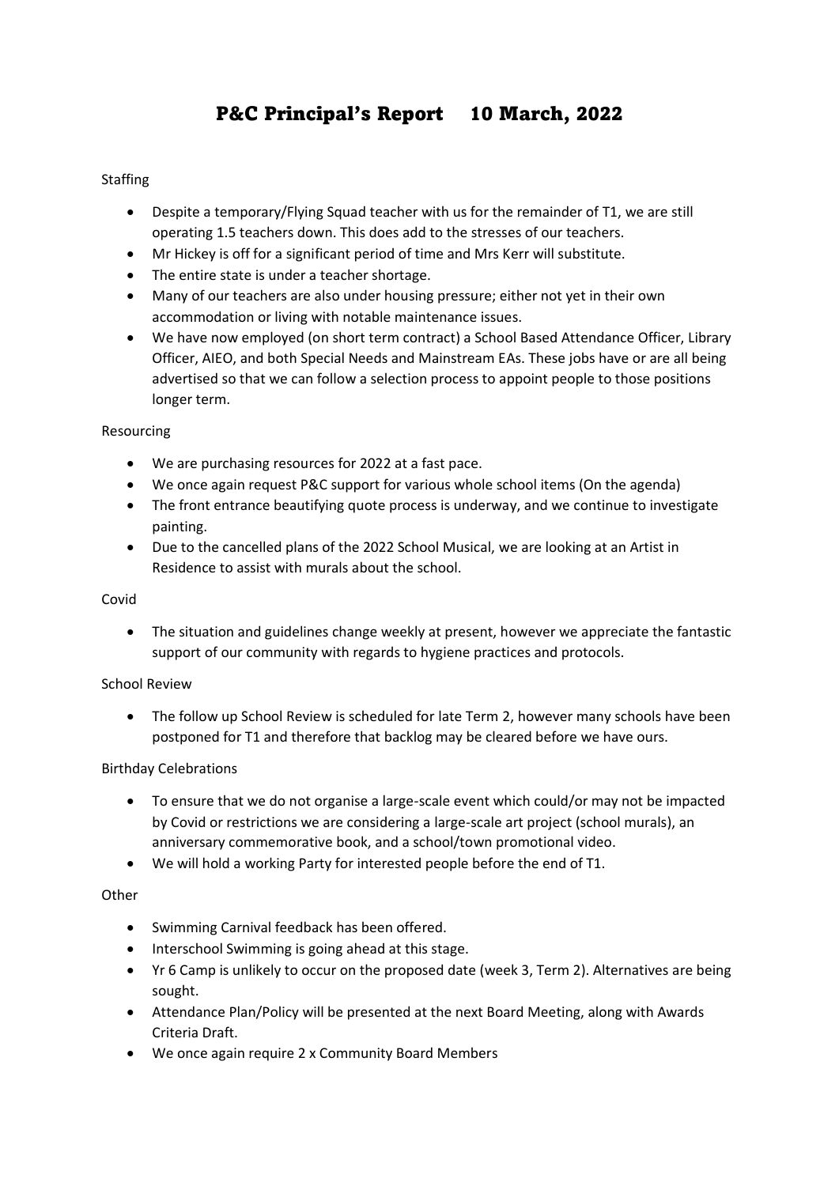# P&C Principal's Report 10 March, 2022

Staffing

- Despite a temporary/Flying Squad teacher with us for the remainder of T1, we are still operating 1.5 teachers down. This does add to the stresses of our teachers.
- Mr Hickey is off for a significant period of time and Mrs Kerr will substitute.
- The entire state is under a teacher shortage.
- Many of our teachers are also under housing pressure; either not yet in their own accommodation or living with notable maintenance issues.
- We have now employed (on short term contract) a School Based Attendance Officer, Library Officer, AIEO, and both Special Needs and Mainstream EAs. These jobs have or are all being advertised so that we can follow a selection process to appoint people to those positions longer term.

Resourcing

- We are purchasing resources for 2022 at a fast pace.
- We once again request P&C support for various whole school items (On the agenda)
- The front entrance beautifying quote process is underway, and we continue to investigate painting.
- Due to the cancelled plans of the 2022 School Musical, we are looking at an Artist in Residence to assist with murals about the school.

Covid

- The situation and guidelines change weekly at present, however we appreciate the fantastic support of our community with regards to hygiene practices and protocols.

School Review

- The follow up School Review is scheduled for late Term 2, however many schools have been postponed for T1 and therefore that backlog may be cleared before we have ours.

Birthday Celebrations

- To ensure that we do not organise a large-scale event which could/or may not be impacted by Covid or restrictions we are considering a large-scale art project (school murals), an anniversary commemorative book, and a school/town promotional video.
- We will hold a working Party for interested people before the end of T1.

Other

- Swimming Carnival feedback has been offered.
- Interschool Swimming is going ahead at this stage.
- Yr 6 Camp is unlikely to occur on the proposed date (week 3, Term 2). Alternatives are being sought.
- Attendance Plan/Policy will be presented at the next Board Meeting, along with Awards Criteria Draft.
- We once again require 2 x Community Board Members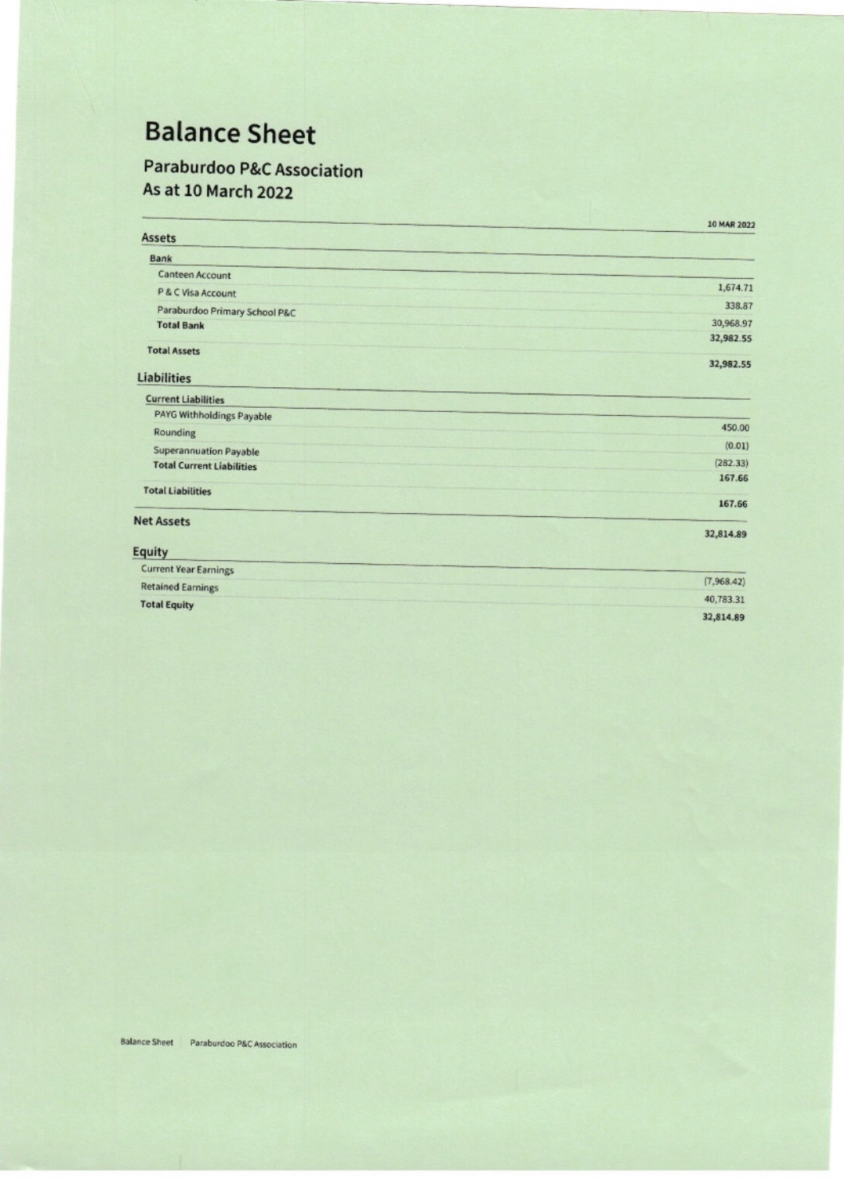# Balance Sheet

## Paraburdoo P&C Association
## As at 10 March 2022

| | 10 MAR 2022 |
|---|---|
| **Assets** | |
| **Bank** | |
| Canteen Account | 1,674.71 |
| P & C Visa Account | 338.87 |
| Paraburdoo Primary School P&C | 30,968.97 |
| **Total Bank** | **32,982.55** |
| **Total Assets** | **32,982.55** |
| **Liabilities** | |
| **Current Liabilities** | |
| PAYG Withholdings Payable | 450.00 |
| Rounding | (0.01) |
| Superannuation Payable | (282.33) |
| **Total Current Liabilities** | **167.66** |
| **Total Liabilities** | **167.66** |
| **Net Assets** | **32,814.89** |
| **Equity** | |
| Current Year Earnings | (7,968.42) |
| Retained Earnings | 40,783.31 |
| **Total Equity** | **32,814.89** |